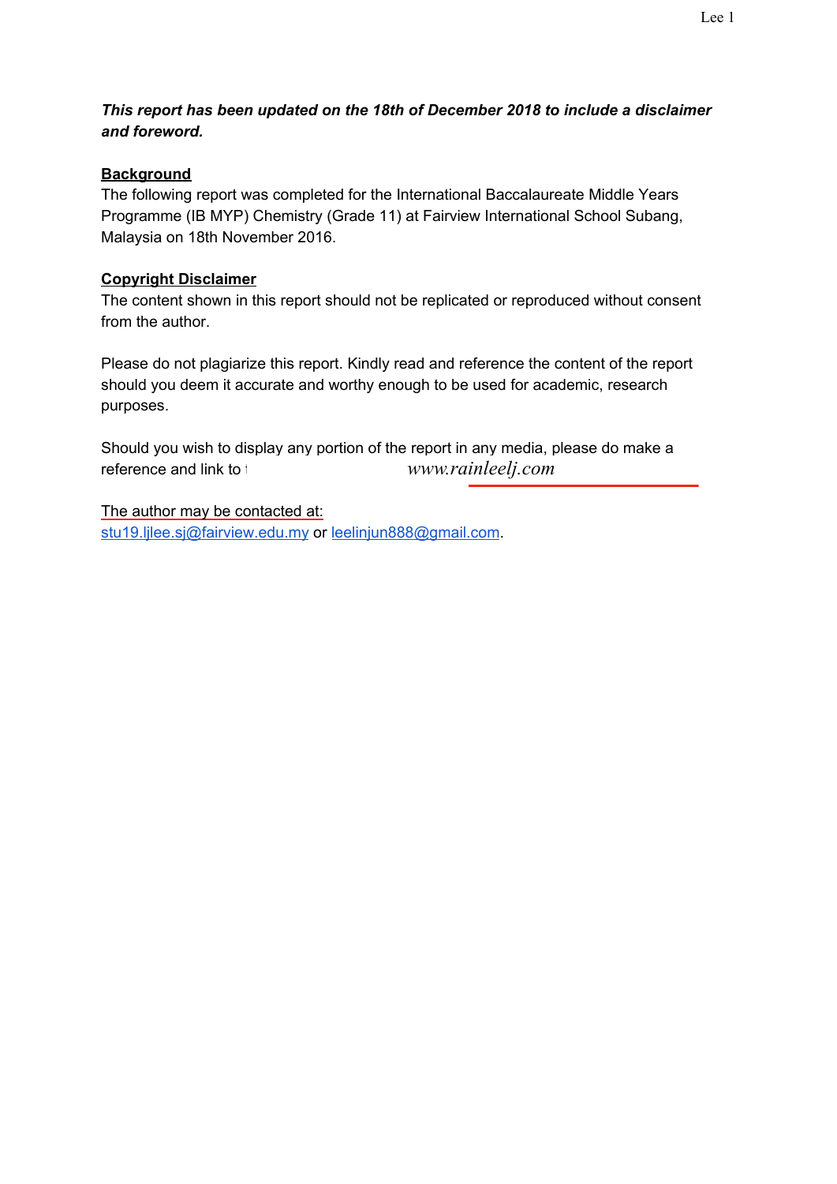***This report has been updated on the 18th of December 2018 to include a disclaimer and foreword.***

**Background**

The following report was completed for the International Baccalaureate Middle Years Programme (IB MYP) Chemistry (Grade 11) at Fairview International School Subang, Malaysia on 18th November 2016.

**Copyright Disclaimer**

The content shown in this report should not be replicated or reproduced without consent from the author.

Please do not plagiarize this report. Kindly read and reference the content of the report should you deem it accurate and worthy enough to be used for academic, research purposes.

Should you wish to display any portion of the report in any media, please do make a reference and link to *www.rainleelj.com*

The author may be contacted at:
stu19.ljlee.sj@fairview.edu.my or leelinjun888@gmail.com.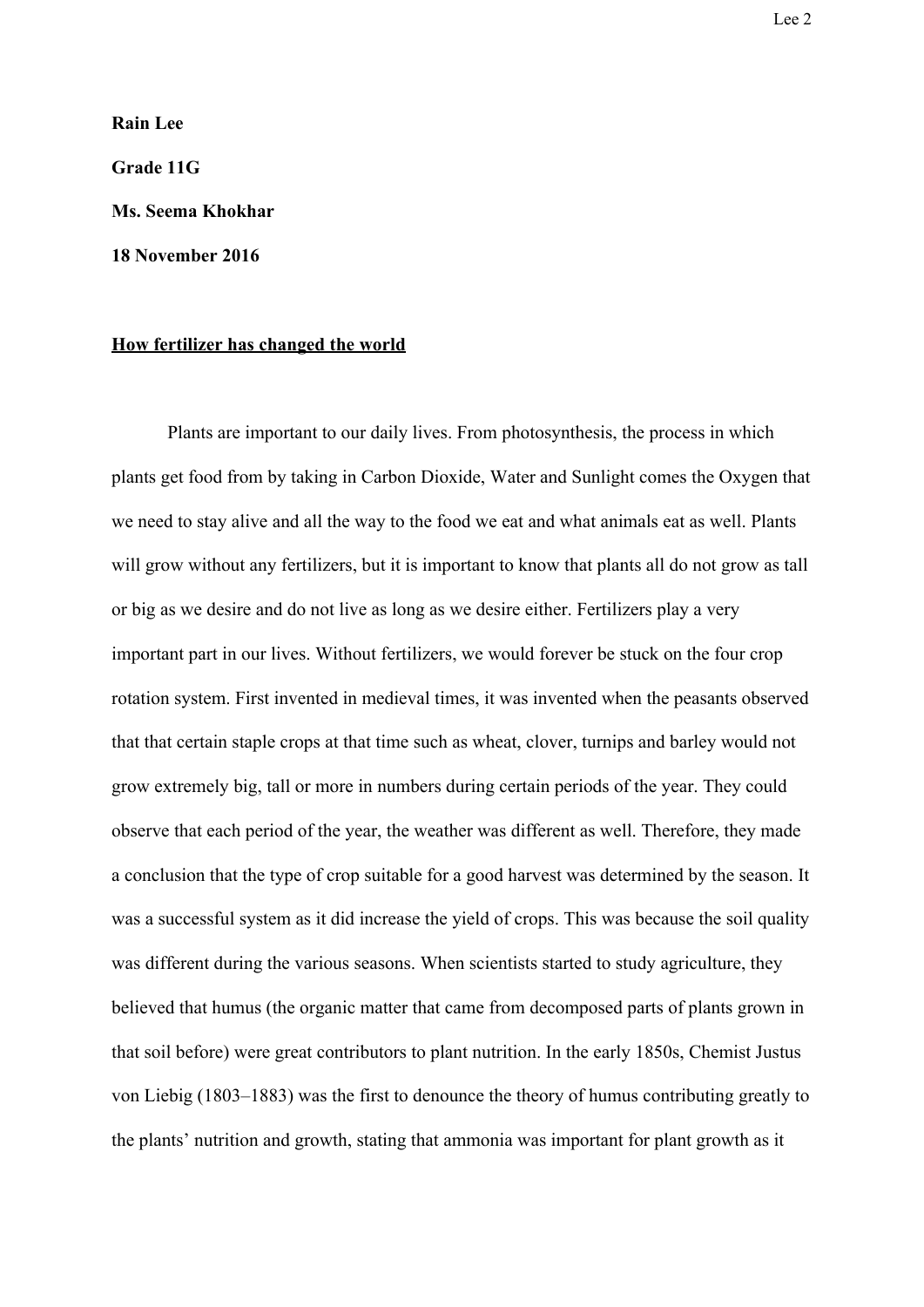**Rain Lee**

**Grade 11G**

**Ms. Seema Khokhar**

**18 November 2016**

**<u>How fertilizer has changed the world</u>**

Plants are important to our daily lives. From photosynthesis, the process in which plants get food from by taking in Carbon Dioxide, Water and Sunlight comes the Oxygen that we need to stay alive and all the way to the food we eat and what animals eat as well. Plants will grow without any fertilizers, but it is important to know that plants all do not grow as tall or big as we desire and do not live as long as we desire either. Fertilizers play a very important part in our lives. Without fertilizers, we would forever be stuck on the four crop rotation system. First invented in medieval times, it was invented when the peasants observed that that certain staple crops at that time such as wheat, clover, turnips and barley would not grow extremely big, tall or more in numbers during certain periods of the year. They could observe that each period of the year, the weather was different as well. Therefore, they made a conclusion that the type of crop suitable for a good harvest was determined by the season. It was a successful system as it did increase the yield of crops. This was because the soil quality was different during the various seasons. When scientists started to study agriculture, they believed that humus (the organic matter that came from decomposed parts of plants grown in that soil before) were great contributors to plant nutrition. In the early 1850s, Chemist Justus von Liebig (1803–1883) was the first to denounce the theory of humus contributing greatly to the plants' nutrition and growth, stating that ammonia was important for plant growth as it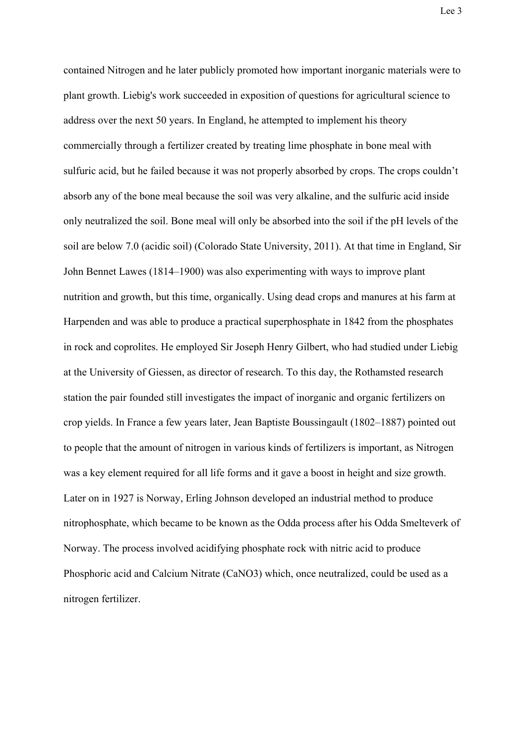contained Nitrogen and he later publicly promoted how important inorganic materials were to plant growth. Liebig's work succeeded in exposition of questions for agricultural science to address over the next 50 years. In England, he attempted to implement his theory commercially through a fertilizer created by treating lime phosphate in bone meal with sulfuric acid, but he failed because it was not properly absorbed by crops. The crops couldn't absorb any of the bone meal because the soil was very alkaline, and the sulfuric acid inside only neutralized the soil. Bone meal will only be absorbed into the soil if the pH levels of the soil are below 7.0 (acidic soil) (Colorado State University, 2011). At that time in England, Sir John Bennet Lawes (1814–1900) was also experimenting with ways to improve plant nutrition and growth, but this time, organically. Using dead crops and manures at his farm at Harpenden and was able to produce a practical superphosphate in 1842 from the phosphates in rock and coprolites. He employed Sir Joseph Henry Gilbert, who had studied under Liebig at the University of Giessen, as director of research. To this day, the Rothamsted research station the pair founded still investigates the impact of inorganic and organic fertilizers on crop yields. In France a few years later, Jean Baptiste Boussingault (1802–1887) pointed out to people that the amount of nitrogen in various kinds of fertilizers is important, as Nitrogen was a key element required for all life forms and it gave a boost in height and size growth. Later on in 1927 is Norway, Erling Johnson developed an industrial method to produce nitrophosphate, which became to be known as the Odda process after his Odda Smelteverk of Norway. The process involved acidifying phosphate rock with nitric acid to produce Phosphoric acid and Calcium Nitrate ($CaNO_3$) which, once neutralized, could be used as a nitrogen fertilizer.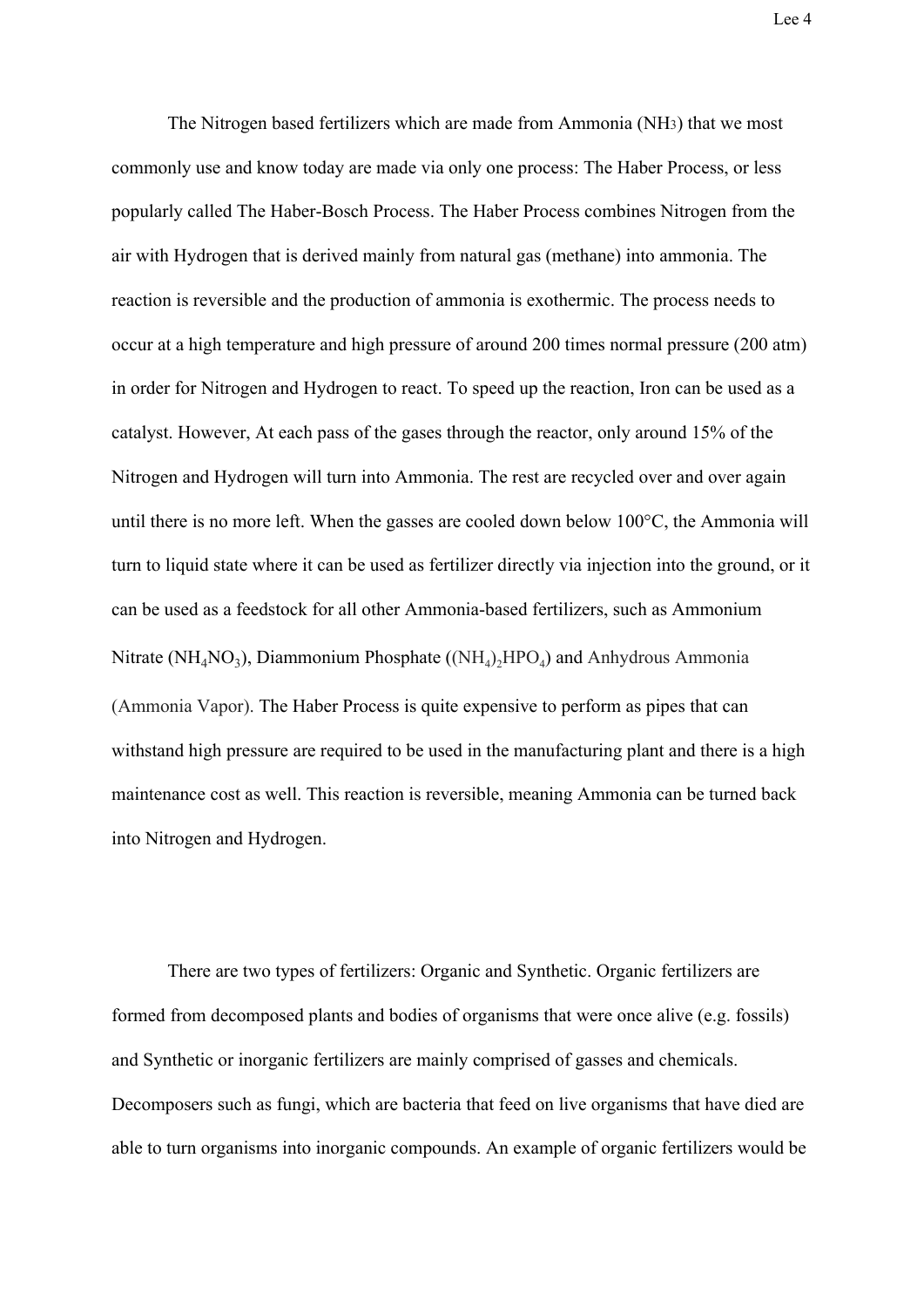The Nitrogen based fertilizers which are made from Ammonia ($NH_3$) that we most commonly use and know today are made via only one process: The Haber Process, or less popularly called The Haber-Bosch Process. The Haber Process combines Nitrogen from the air with Hydrogen that is derived mainly from natural gas (methane) into ammonia. The reaction is reversible and the production of ammonia is exothermic. The process needs to occur at a high temperature and high pressure of around 200 times normal pressure (200 atm) in order for Nitrogen and Hydrogen to react. To speed up the reaction, Iron can be used as a catalyst. However, At each pass of the gases through the reactor, only around 15% of the Nitrogen and Hydrogen will turn into Ammonia. The rest are recycled over and over again until there is no more left. When the gasses are cooled down below 100°C, the Ammonia will turn to liquid state where it can be used as fertilizer directly via injection into the ground, or it can be used as a feedstock for all other Ammonia-based fertilizers, such as Ammonium Nitrate ($NH_4NO_3$), Diammonium Phosphate ($(NH_4)_2HPO_4$) and Anhydrous Ammonia (Ammonia Vapor). The Haber Process is quite expensive to perform as pipes that can withstand high pressure are required to be used in the manufacturing plant and there is a high maintenance cost as well. This reaction is reversible, meaning Ammonia can be turned back into Nitrogen and Hydrogen.

There are two types of fertilizers: Organic and Synthetic. Organic fertilizers are formed from decomposed plants and bodies of organisms that were once alive (e.g. fossils) and Synthetic or inorganic fertilizers are mainly comprised of gasses and chemicals. Decomposers such as fungi, which are bacteria that feed on live organisms that have died are able to turn organisms into inorganic compounds. An example of organic fertilizers would be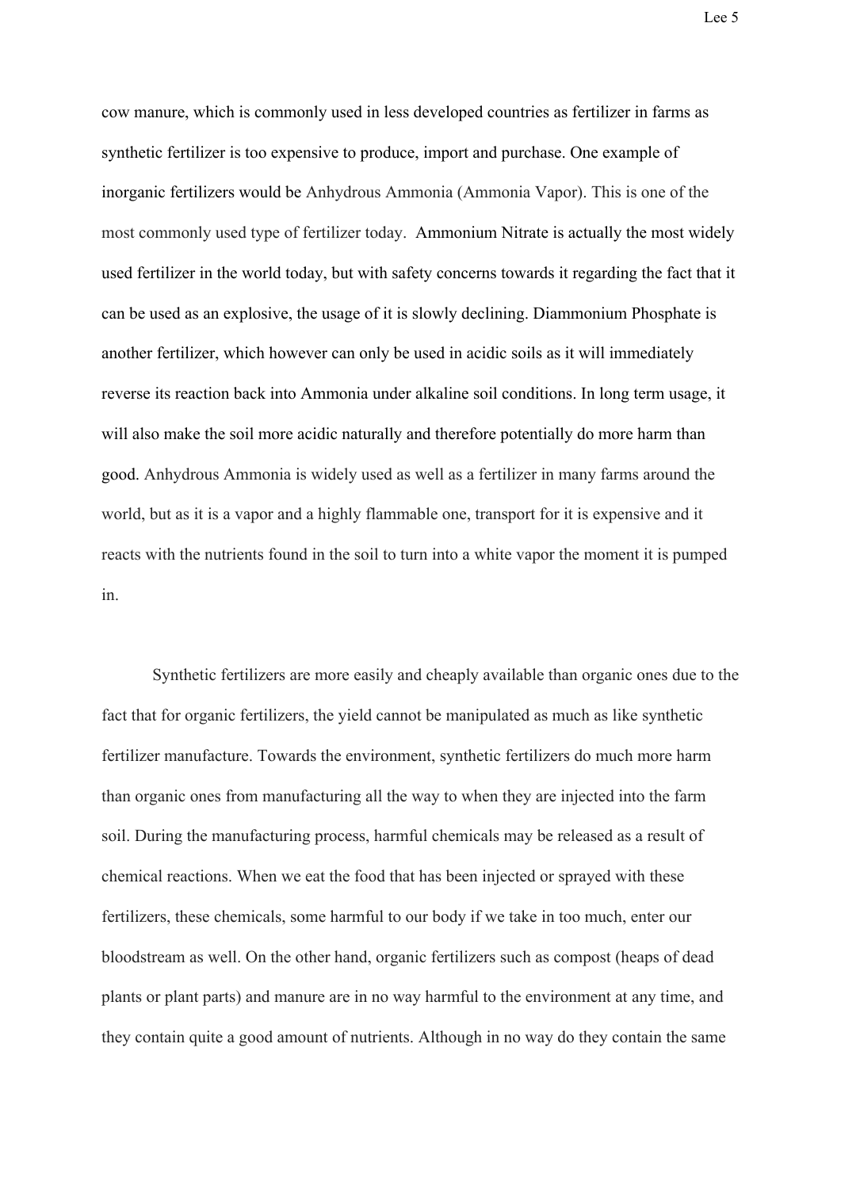cow manure, which is commonly used in less developed countries as fertilizer in farms as synthetic fertilizer is too expensive to produce, import and purchase. One example of inorganic fertilizers would be Anhydrous Ammonia (Ammonia Vapor). This is one of the most commonly used type of fertilizer today. Ammonium Nitrate is actually the most widely used fertilizer in the world today, but with safety concerns towards it regarding the fact that it can be used as an explosive, the usage of it is slowly declining. Diammonium Phosphate is another fertilizer, which however can only be used in acidic soils as it will immediately reverse its reaction back into Ammonia under alkaline soil conditions. In long term usage, it will also make the soil more acidic naturally and therefore potentially do more harm than good. Anhydrous Ammonia is widely used as well as a fertilizer in many farms around the world, but as it is a vapor and a highly flammable one, transport for it is expensive and it reacts with the nutrients found in the soil to turn into a white vapor the moment it is pumped in.

Synthetic fertilizers are more easily and cheaply available than organic ones due to the fact that for organic fertilizers, the yield cannot be manipulated as much as like synthetic fertilizer manufacture. Towards the environment, synthetic fertilizers do much more harm than organic ones from manufacturing all the way to when they are injected into the farm soil. During the manufacturing process, harmful chemicals may be released as a result of chemical reactions. When we eat the food that has been injected or sprayed with these fertilizers, these chemicals, some harmful to our body if we take in too much, enter our bloodstream as well. On the other hand, organic fertilizers such as compost (heaps of dead plants or plant parts) and manure are in no way harmful to the environment at any time, and they contain quite a good amount of nutrients. Although in no way do they contain the same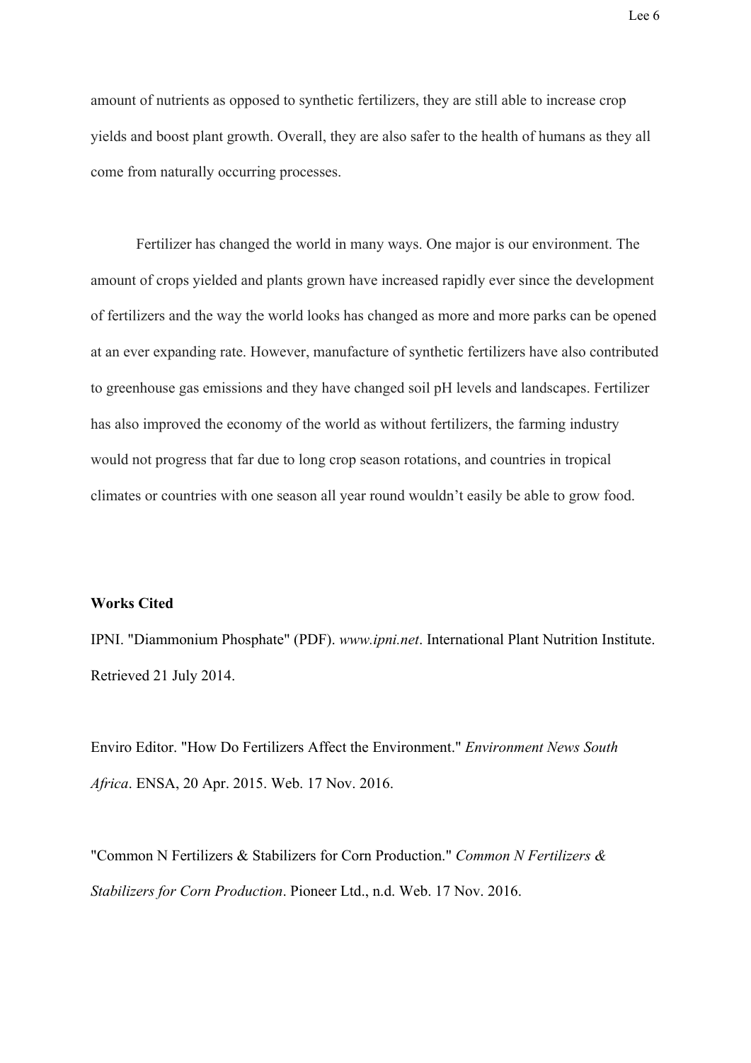amount of nutrients as opposed to synthetic fertilizers, they are still able to increase crop yields and boost plant growth. Overall, they are also safer to the health of humans as they all come from naturally occurring processes.

Fertilizer has changed the world in many ways. One major is our environment. The amount of crops yielded and plants grown have increased rapidly ever since the development of fertilizers and the way the world looks has changed as more and more parks can be opened at an ever expanding rate. However, manufacture of synthetic fertilizers have also contributed to greenhouse gas emissions and they have changed soil pH levels and landscapes. Fertilizer has also improved the economy of the world as without fertilizers, the farming industry would not progress that far due to long crop season rotations, and countries in tropical climates or countries with one season all year round wouldn't easily be able to grow food.

**Works Cited**

IPNI. "Diammonium Phosphate" (PDF). *www.ipni.net*. International Plant Nutrition Institute. Retrieved 21 July 2014.

Enviro Editor. "How Do Fertilizers Affect the Environment." *Environment News South Africa*. ENSA, 20 Apr. 2015. Web. 17 Nov. 2016.

"Common N Fertilizers & Stabilizers for Corn Production." *Common N Fertilizers & Stabilizers for Corn Production*. Pioneer Ltd., n.d. Web. 17 Nov. 2016.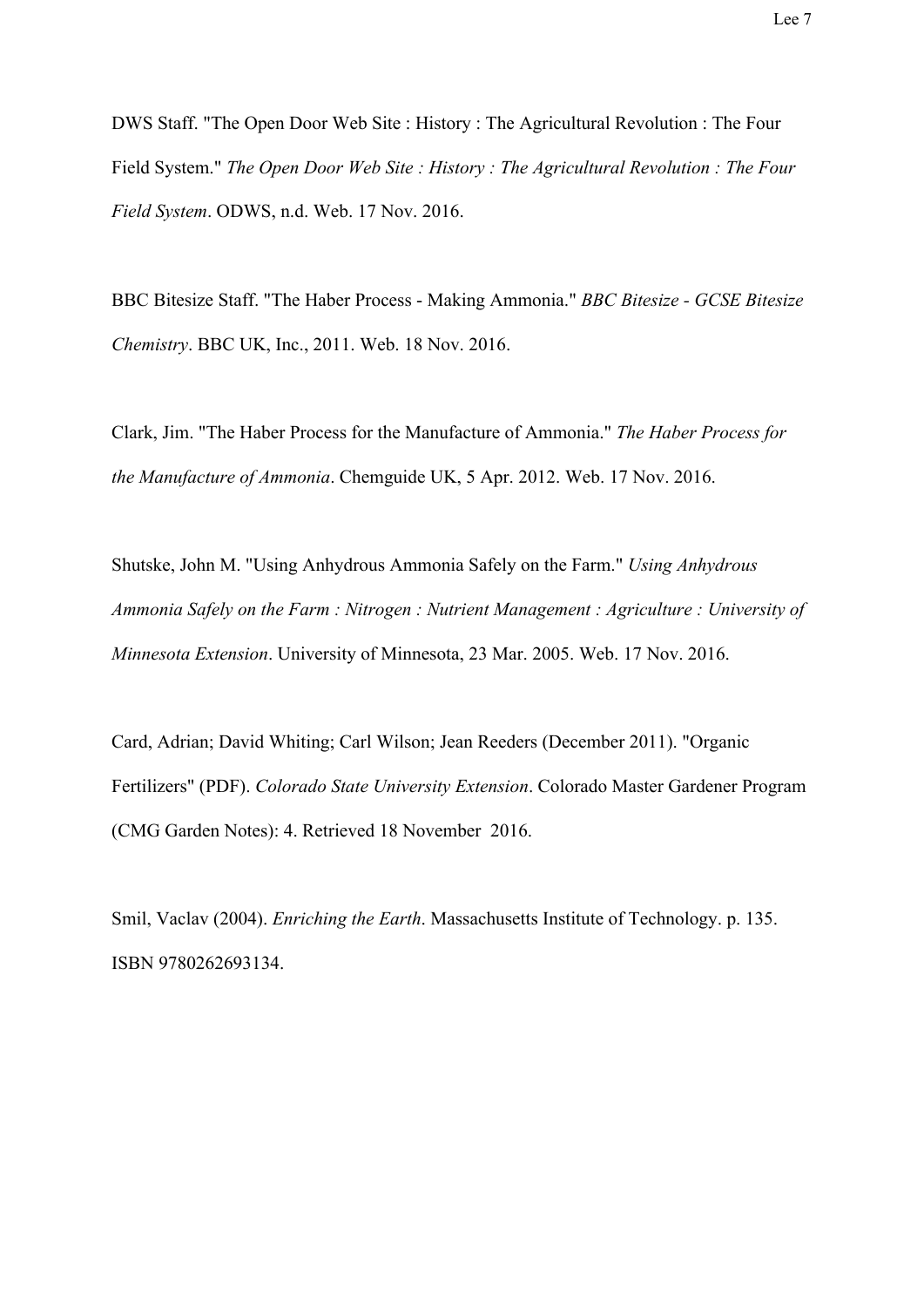DWS Staff. "The Open Door Web Site : History : The Agricultural Revolution : The Four Field System." *The Open Door Web Site : History : The Agricultural Revolution : The Four Field System*. ODWS, n.d. Web. 17 Nov. 2016.

BBC Bitesize Staff. "The Haber Process - Making Ammonia." *BBC Bitesize - GCSE Bitesize Chemistry*. BBC UK, Inc., 2011. Web. 18 Nov. 2016.

Clark, Jim. "The Haber Process for the Manufacture of Ammonia." *The Haber Process for the Manufacture of Ammonia*. Chemguide UK, 5 Apr. 2012. Web. 17 Nov. 2016.

Shutske, John M. "Using Anhydrous Ammonia Safely on the Farm." *Using Anhydrous Ammonia Safely on the Farm : Nitrogen : Nutrient Management : Agriculture : University of Minnesota Extension*. University of Minnesota, 23 Mar. 2005. Web. 17 Nov. 2016.

Card, Adrian; David Whiting; Carl Wilson; Jean Reeders (December 2011). "Organic Fertilizers" (PDF). *Colorado State University Extension*. Colorado Master Gardener Program (CMG Garden Notes): 4. Retrieved 18 November 2016.

Smil, Vaclav (2004). *Enriching the Earth*. Massachusetts Institute of Technology. p. 135. ISBN 9780262693134.